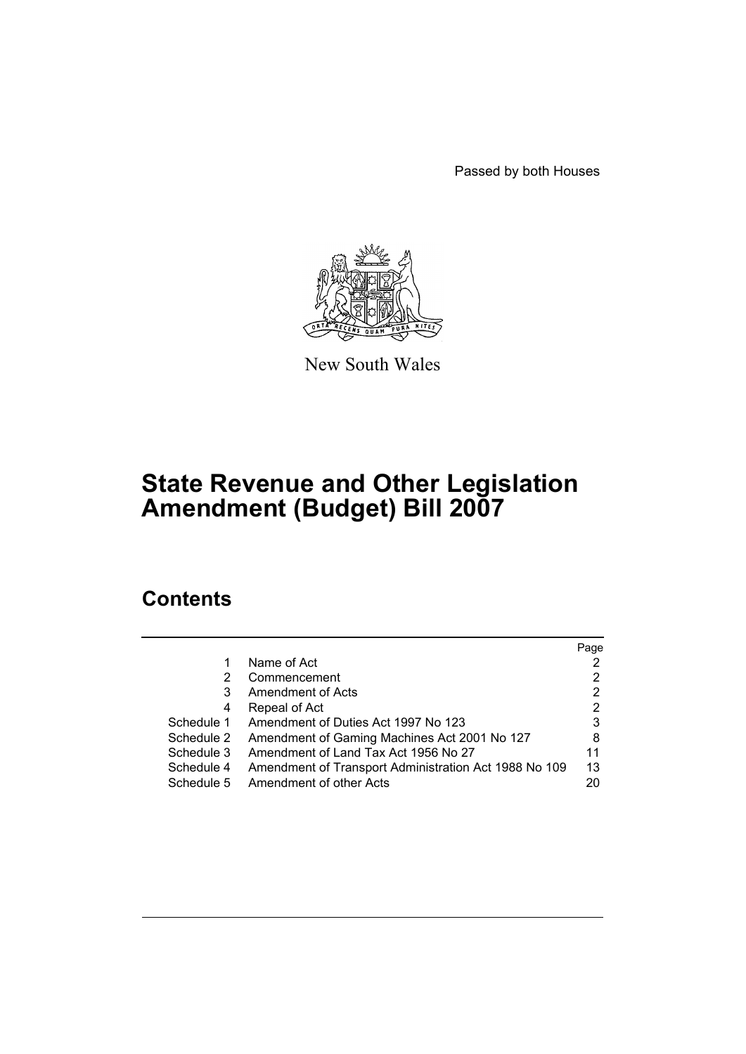Passed by both Houses

New South Wales

# State Revenue and Other Legislation Amendment (Budget) Bill 2007

## Contents

| | | Page |
|---|---|---|
| 1 | Name of Act | 2 |
| 2 | Commencement | 2 |
| 3 | Amendment of Acts | 2 |
| 4 | Repeal of Act | 2 |
| Schedule 1 | Amendment of Duties Act 1997 No 123 | 3 |
| Schedule 2 | Amendment of Gaming Machines Act 2001 No 127 | 8 |
| Schedule 3 | Amendment of Land Tax Act 1956 No 27 | 11 |
| Schedule 4 | Amendment of Transport Administration Act 1988 No 109 | 13 |
| Schedule 5 | Amendment of other Acts | 20 |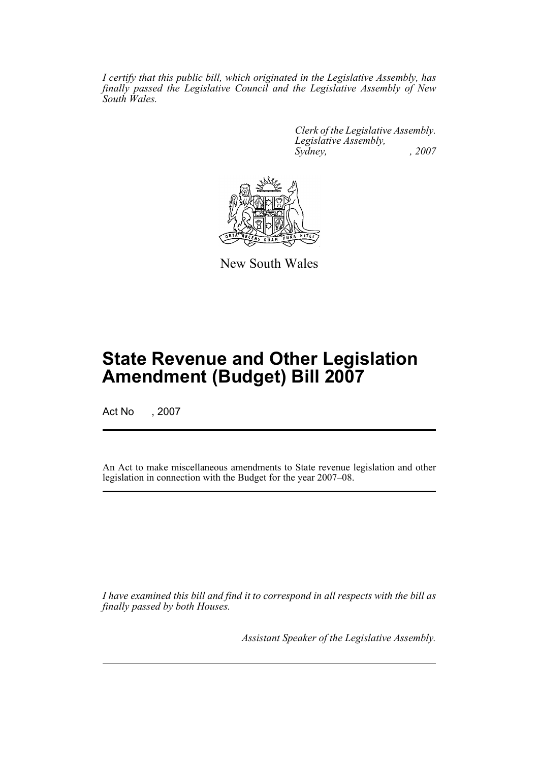*I certify that this public bill, which originated in the Legislative Assembly, has finally passed the Legislative Council and the Legislative Assembly of New South Wales.*

*Clerk of the Legislative Assembly.*
*Legislative Assembly,*
*Sydney, , 2007*

New South Wales

# State Revenue and Other Legislation Amendment (Budget) Bill 2007

Act No , 2007

An Act to make miscellaneous amendments to State revenue legislation and other legislation in connection with the Budget for the year 2007–08.

*I have examined this bill and find it to correspond in all respects with the bill as finally passed by both Houses.*

*Assistant Speaker of the Legislative Assembly.*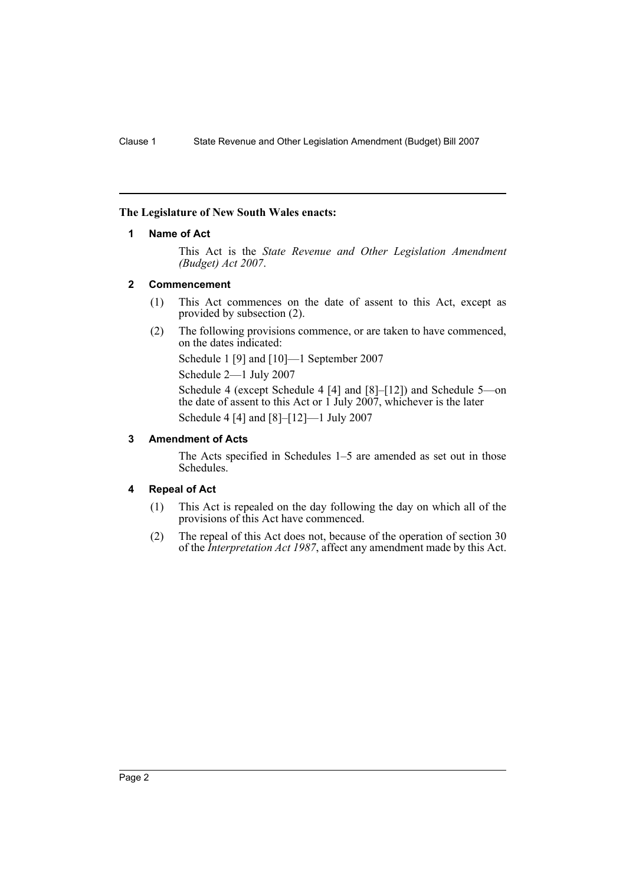**The Legislature of New South Wales enacts:**

## 1 Name of Act

This Act is the *State Revenue and Other Legislation Amendment (Budget) Act 2007*.

## 2 Commencement

(1) This Act commences on the date of assent to this Act, except as provided by subsection (2).

(2) The following provisions commence, or are taken to have commenced, on the dates indicated:

Schedule 1 [9] and [10]—1 September 2007

Schedule 2—1 July 2007

Schedule 4 (except Schedule 4 [4] and [8]–[12]) and Schedule 5—on the date of assent to this Act or 1 July 2007, whichever is the later

Schedule 4 [4] and [8]–[12]—1 July 2007

## 3 Amendment of Acts

The Acts specified in Schedules 1–5 are amended as set out in those Schedules.

## 4 Repeal of Act

(1) This Act is repealed on the day following the day on which all of the provisions of this Act have commenced.

(2) The repeal of this Act does not, because of the operation of section 30 of the *Interpretation Act 1987*, affect any amendment made by this Act.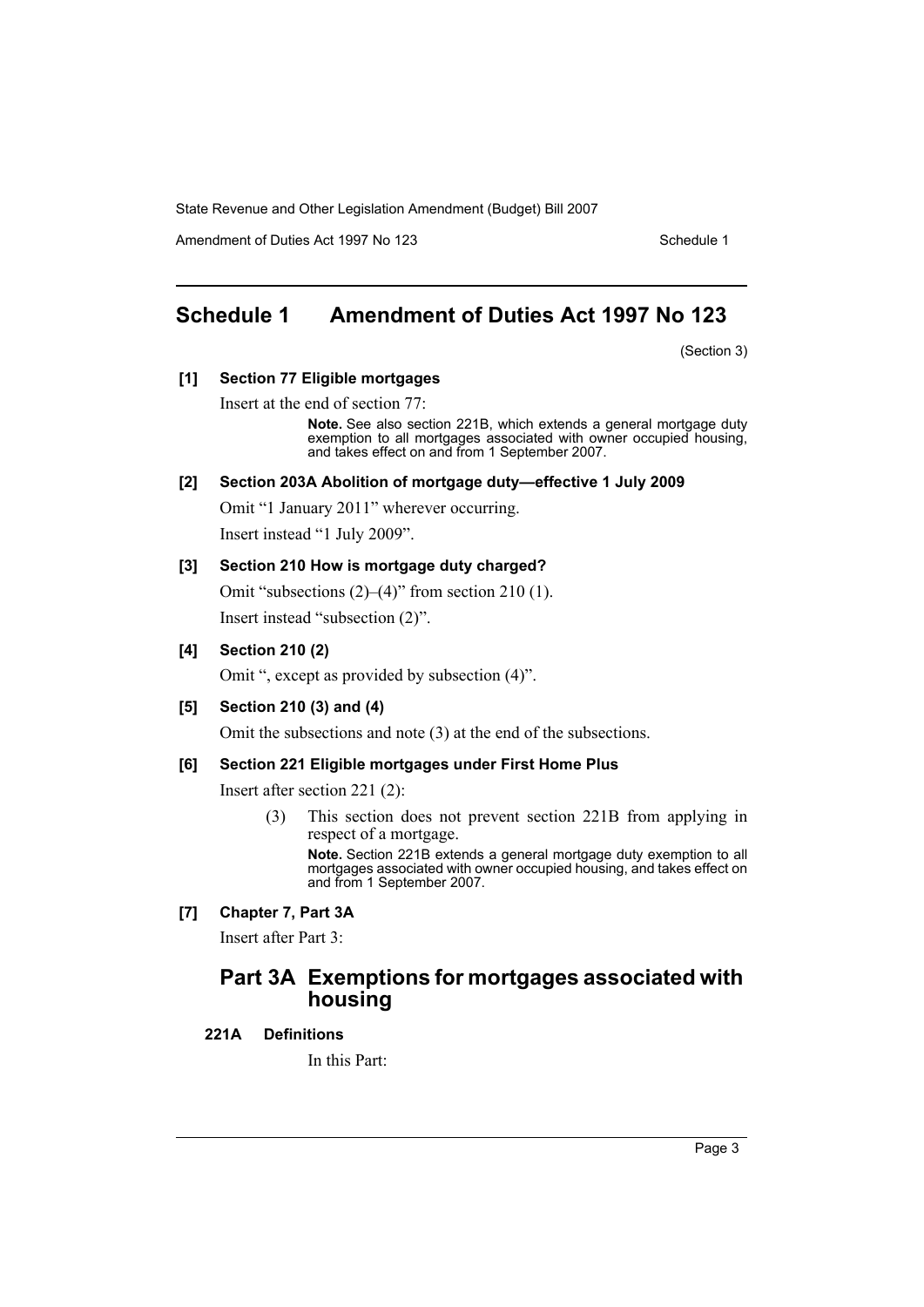## Schedule 1 Amendment of Duties Act 1997 No 123

(Section 3)

**[1] Section 77 Eligible mortgages**

Insert at the end of section 77:

> **Note.** See also section 221B, which extends a general mortgage duty exemption to all mortgages associated with owner occupied housing, and takes effect on and from 1 September 2007.

**[2] Section 203A Abolition of mortgage duty—effective 1 July 2009**

Omit "1 January 2011" wherever occurring.

Insert instead "1 July 2009".

**[3] Section 210 How is mortgage duty charged?**

Omit "subsections (2)–(4)" from section 210 (1).

Insert instead "subsection (2)".

**[4] Section 210 (2)**

Omit ", except as provided by subsection (4)".

**[5] Section 210 (3) and (4)**

Omit the subsections and note (3) at the end of the subsections.

**[6] Section 221 Eligible mortgages under First Home Plus**

Insert after section 221 (2):

> (3) This section does not prevent section 221B from applying in respect of a mortgage.
>
> **Note.** Section 221B extends a general mortgage duty exemption to all mortgages associated with owner occupied housing, and takes effect on and from 1 September 2007.

**[7] Chapter 7, Part 3A**

Insert after Part 3:

### Part 3A Exemptions for mortgages associated with housing

**221A Definitions**

In this Part: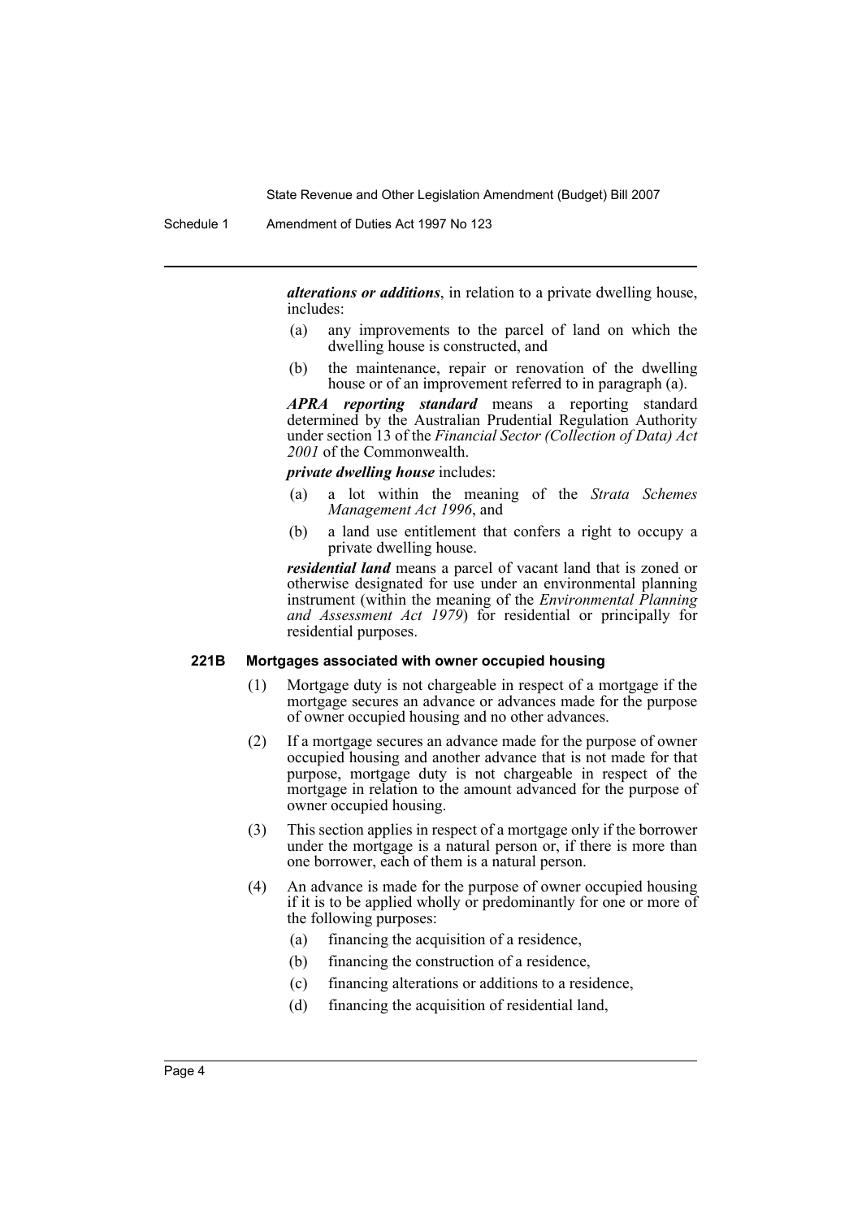***alterations or additions***, in relation to a private dwelling house, includes:

- (a) any improvements to the parcel of land on which the dwelling house is constructed, and
- (b) the maintenance, repair or renovation of the dwelling house or of an improvement referred to in paragraph (a).

***APRA reporting standard*** means a reporting standard determined by the Australian Prudential Regulation Authority under section 13 of the *Financial Sector (Collection of Data) Act 2001* of the Commonwealth.

***private dwelling house*** includes:

- (a) a lot within the meaning of the *Strata Schemes Management Act 1996*, and
- (b) a land use entitlement that confers a right to occupy a private dwelling house.

***residential land*** means a parcel of vacant land that is zoned or otherwise designated for use under an environmental planning instrument (within the meaning of the *Environmental Planning and Assessment Act 1979*) for residential or principally for residential purposes.

### 221B Mortgages associated with owner occupied housing

(1) Mortgage duty is not chargeable in respect of a mortgage if the mortgage secures an advance or advances made for the purpose of owner occupied housing and no other advances.

(2) If a mortgage secures an advance made for the purpose of owner occupied housing and another advance that is not made for that purpose, mortgage duty is not chargeable in respect of the mortgage in relation to the amount advanced for the purpose of owner occupied housing.

(3) This section applies in respect of a mortgage only if the borrower under the mortgage is a natural person or, if there is more than one borrower, each of them is a natural person.

(4) An advance is made for the purpose of owner occupied housing if it is to be applied wholly or predominantly for one or more of the following purposes:

- (a) financing the acquisition of a residence,
- (b) financing the construction of a residence,
- (c) financing alterations or additions to a residence,
- (d) financing the acquisition of residential land,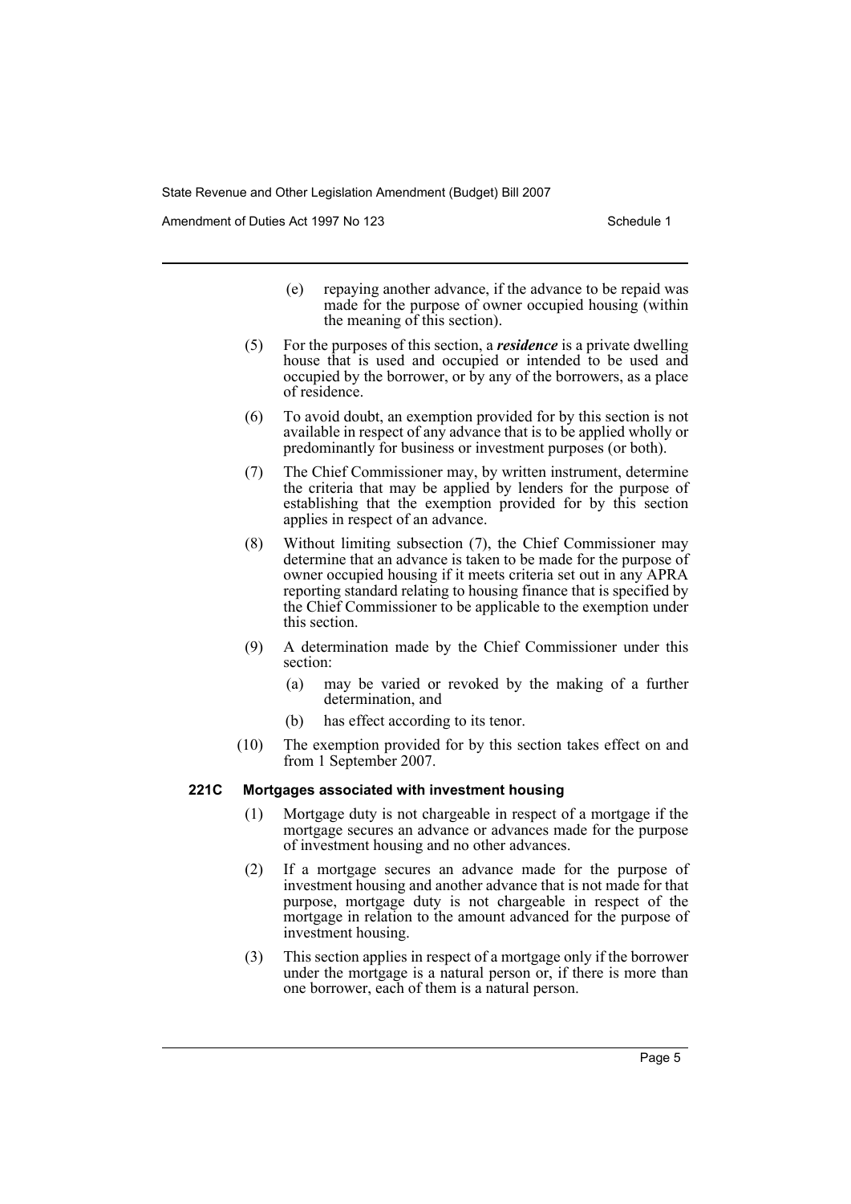(e) repaying another advance, if the advance to be repaid was made for the purpose of owner occupied housing (within the meaning of this section).

(5) For the purposes of this section, a ***residence*** is a private dwelling house that is used and occupied or intended to be used and occupied by the borrower, or by any of the borrowers, as a place of residence.

(6) To avoid doubt, an exemption provided for by this section is not available in respect of any advance that is to be applied wholly or predominantly for business or investment purposes (or both).

(7) The Chief Commissioner may, by written instrument, determine the criteria that may be applied by lenders for the purpose of establishing that the exemption provided for by this section applies in respect of an advance.

(8) Without limiting subsection (7), the Chief Commissioner may determine that an advance is taken to be made for the purpose of owner occupied housing if it meets criteria set out in any APRA reporting standard relating to housing finance that is specified by the Chief Commissioner to be applicable to the exemption under this section.

(9) A determination made by the Chief Commissioner under this section:

(a) may be varied or revoked by the making of a further determination, and

(b) has effect according to its tenor.

(10) The exemption provided for by this section takes effect on and from 1 September 2007.

#### 221C Mortgages associated with investment housing

(1) Mortgage duty is not chargeable in respect of a mortgage if the mortgage secures an advance or advances made for the purpose of investment housing and no other advances.

(2) If a mortgage secures an advance made for the purpose of investment housing and another advance that is not made for that purpose, mortgage duty is not chargeable in respect of the mortgage in relation to the amount advanced for the purpose of investment housing.

(3) This section applies in respect of a mortgage only if the borrower under the mortgage is a natural person or, if there is more than one borrower, each of them is a natural person.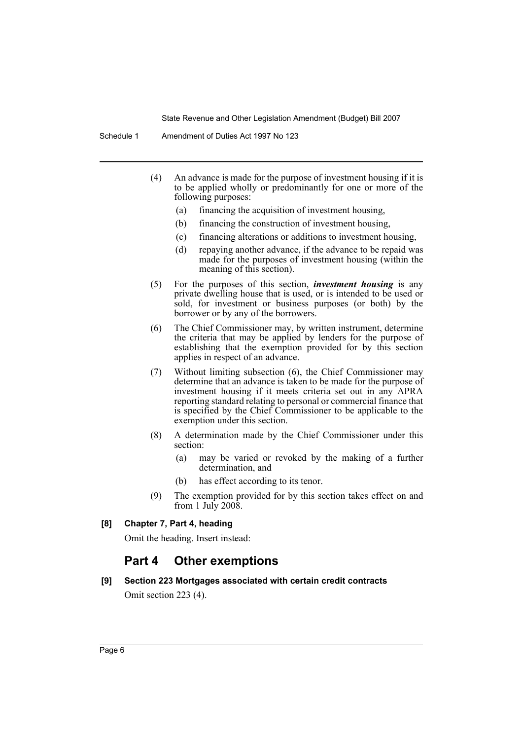(4) An advance is made for the purpose of investment housing if it is to be applied wholly or predominantly for one or more of the following purposes:

(a) financing the acquisition of investment housing,

(b) financing the construction of investment housing,

(c) financing alterations or additions to investment housing,

(d) repaying another advance, if the advance to be repaid was made for the purposes of investment housing (within the meaning of this section).

(5) For the purposes of this section, ***investment housing*** is any private dwelling house that is used, or is intended to be used or sold, for investment or business purposes (or both) by the borrower or by any of the borrowers.

(6) The Chief Commissioner may, by written instrument, determine the criteria that may be applied by lenders for the purpose of establishing that the exemption provided for by this section applies in respect of an advance.

(7) Without limiting subsection (6), the Chief Commissioner may determine that an advance is taken to be made for the purpose of investment housing if it meets criteria set out in any APRA reporting standard relating to personal or commercial finance that is specified by the Chief Commissioner to be applicable to the exemption under this section.

(8) A determination made by the Chief Commissioner under this section:

(a) may be varied or revoked by the making of a further determination, and

(b) has effect according to its tenor.

(9) The exemption provided for by this section takes effect on and from 1 July 2008.

**[8] Chapter 7, Part 4, heading**

Omit the heading. Insert instead:

## Part 4 Other exemptions

**[9] Section 223 Mortgages associated with certain credit contracts**

Omit section 223 (4).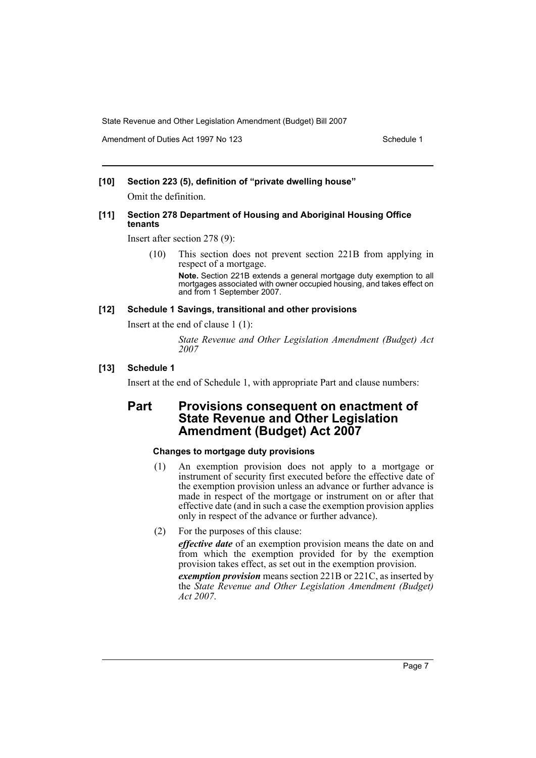**[10] Section 223 (5), definition of "private dwelling house"**

Omit the definition.

**[11] Section 278 Department of Housing and Aboriginal Housing Office tenants**

Insert after section 278 (9):

(10) This section does not prevent section 221B from applying in respect of a mortgage.

**Note.** Section 221B extends a general mortgage duty exemption to all mortgages associated with owner occupied housing, and takes effect on and from 1 September 2007.

**[12] Schedule 1 Savings, transitional and other provisions**

Insert at the end of clause 1 (1):

*State Revenue and Other Legislation Amendment (Budget) Act 2007*

**[13] Schedule 1**

Insert at the end of Schedule 1, with appropriate Part and clause numbers:

## Part Provisions consequent on enactment of State Revenue and Other Legislation Amendment (Budget) Act 2007

#### Changes to mortgage duty provisions

(1) An exemption provision does not apply to a mortgage or instrument of security first executed before the effective date of the exemption provision unless an advance or further advance is made in respect of the mortgage or instrument on or after that effective date (and in such a case the exemption provision applies only in respect of the advance or further advance).

(2) For the purposes of this clause:

***effective date*** of an exemption provision means the date on and from which the exemption provided for by the exemption provision takes effect, as set out in the exemption provision.

***exemption provision*** means section 221B or 221C, as inserted by the *State Revenue and Other Legislation Amendment (Budget) Act 2007*.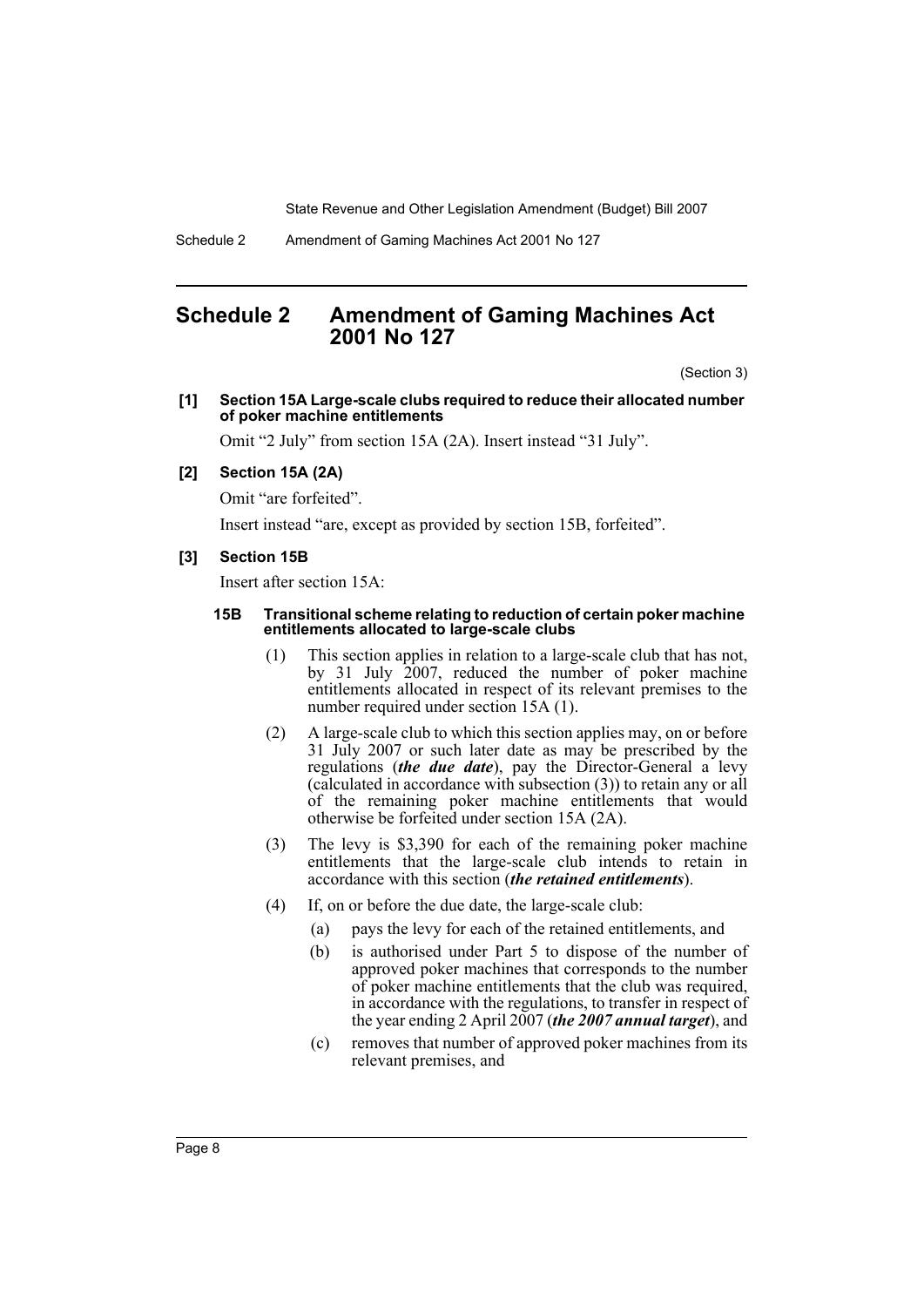# Schedule 2 Amendment of Gaming Machines Act 2001 No 127

(Section 3)

**[1] Section 15A Large-scale clubs required to reduce their allocated number of poker machine entitlements**

Omit "2 July" from section 15A (2A). Insert instead "31 July".

**[2] Section 15A (2A)**

Omit "are forfeited".

Insert instead "are, except as provided by section 15B, forfeited".

**[3] Section 15B**

Insert after section 15A:

**15B Transitional scheme relating to reduction of certain poker machine entitlements allocated to large-scale clubs**

(1) This section applies in relation to a large-scale club that has not, by 31 July 2007, reduced the number of poker machine entitlements allocated in respect of its relevant premises to the number required under section 15A (1).

(2) A large-scale club to which this section applies may, on or before 31 July 2007 or such later date as may be prescribed by the regulations (***the due date***), pay the Director-General a levy (calculated in accordance with subsection (3)) to retain any or all of the remaining poker machine entitlements that would otherwise be forfeited under section 15A (2A).

(3) The levy is $3,390 for each of the remaining poker machine entitlements that the large-scale club intends to retain in accordance with this section (***the retained entitlements***).

(4) If, on or before the due date, the large-scale club:

- (a) pays the levy for each of the retained entitlements, and
- (b) is authorised under Part 5 to dispose of the number of approved poker machines that corresponds to the number of poker machine entitlements that the club was required, in accordance with the regulations, to transfer in respect of the year ending 2 April 2007 (***the 2007 annual target***), and
- (c) removes that number of approved poker machines from its relevant premises, and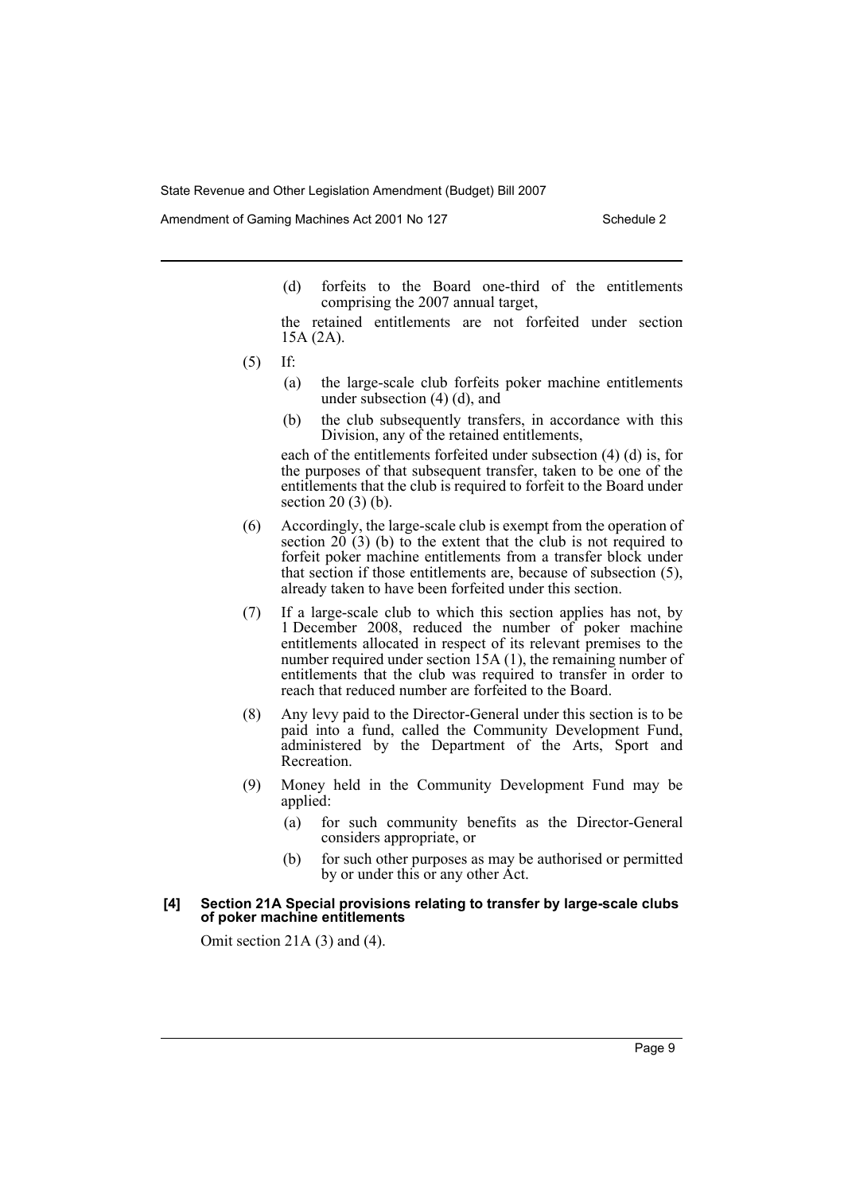(d) forfeits to the Board one-third of the entitlements comprising the 2007 annual target,

the retained entitlements are not forfeited under section 15A (2A).

(5) If:

(a) the large-scale club forfeits poker machine entitlements under subsection (4) (d), and

(b) the club subsequently transfers, in accordance with this Division, any of the retained entitlements,

each of the entitlements forfeited under subsection (4) (d) is, for the purposes of that subsequent transfer, taken to be one of the entitlements that the club is required to forfeit to the Board under section 20 (3) (b).

(6) Accordingly, the large-scale club is exempt from the operation of section 20 (3) (b) to the extent that the club is not required to forfeit poker machine entitlements from a transfer block under that section if those entitlements are, because of subsection (5), already taken to have been forfeited under this section.

(7) If a large-scale club to which this section applies has not, by 1 December 2008, reduced the number of poker machine entitlements allocated in respect of its relevant premises to the number required under section 15A (1), the remaining number of entitlements that the club was required to transfer in order to reach that reduced number are forfeited to the Board.

(8) Any levy paid to the Director-General under this section is to be paid into a fund, called the Community Development Fund, administered by the Department of the Arts, Sport and Recreation.

(9) Money held in the Community Development Fund may be applied:

(a) for such community benefits as the Director-General considers appropriate, or

(b) for such other purposes as may be authorised or permitted by or under this or any other Act.

**[4] Section 21A Special provisions relating to transfer by large-scale clubs of poker machine entitlements**

Omit section 21A (3) and (4).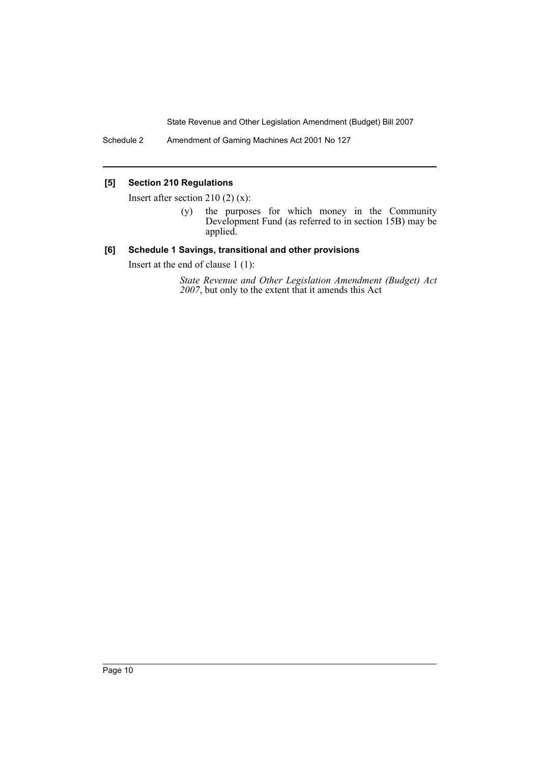### [5] Section 210 Regulations

Insert after section 210 (2) (x):

> (y) the purposes for which money in the Community Development Fund (as referred to in section 15B) may be applied.

### [6] Schedule 1 Savings, transitional and other provisions

Insert at the end of clause 1 (1):

> *State Revenue and Other Legislation Amendment (Budget) Act 2007*, but only to the extent that it amends this Act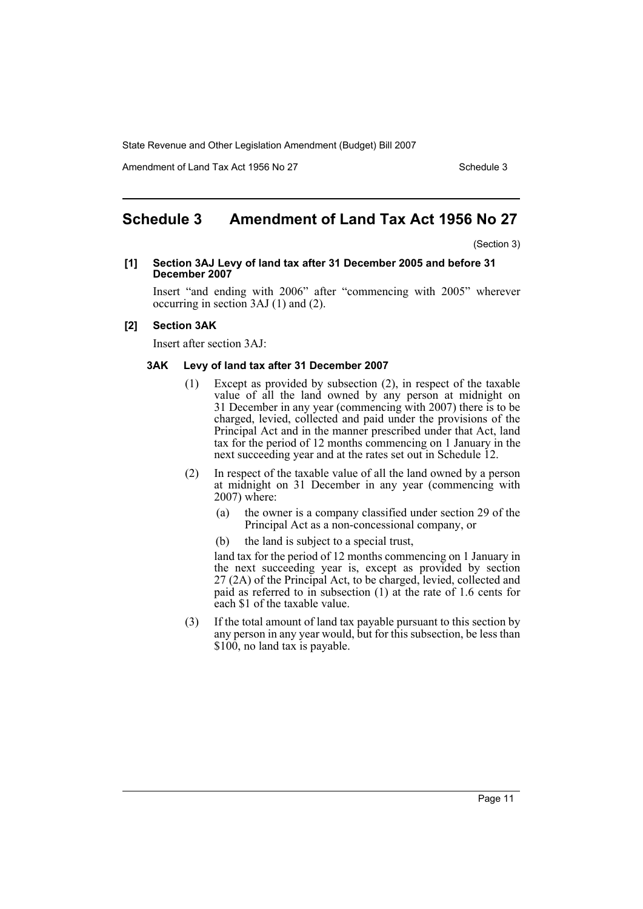# Schedule 3 Amendment of Land Tax Act 1956 No 27

(Section 3)

**[1] Section 3AJ Levy of land tax after 31 December 2005 and before 31 December 2007**

Insert "and ending with 2006" after "commencing with 2005" wherever occurring in section 3AJ (1) and (2).

**[2] Section 3AK**

Insert after section 3AJ:

**3AK Levy of land tax after 31 December 2007**

(1) Except as provided by subsection (2), in respect of the taxable value of all the land owned by any person at midnight on 31 December in any year (commencing with 2007) there is to be charged, levied, collected and paid under the provisions of the Principal Act and in the manner prescribed under that Act, land tax for the period of 12 months commencing on 1 January in the next succeeding year and at the rates set out in Schedule 12.

(2) In respect of the taxable value of all the land owned by a person at midnight on 31 December in any year (commencing with 2007) where:

- (a) the owner is a company classified under section 29 of the Principal Act as a non-concessional company, or
- (b) the land is subject to a special trust,

land tax for the period of 12 months commencing on 1 January in the next succeeding year is, except as provided by section 27 (2A) of the Principal Act, to be charged, levied, collected and paid as referred to in subsection (1) at the rate of 1.6 cents for each $1 of the taxable value.

(3) If the total amount of land tax payable pursuant to this section by any person in any year would, but for this subsection, be less than $100, no land tax is payable.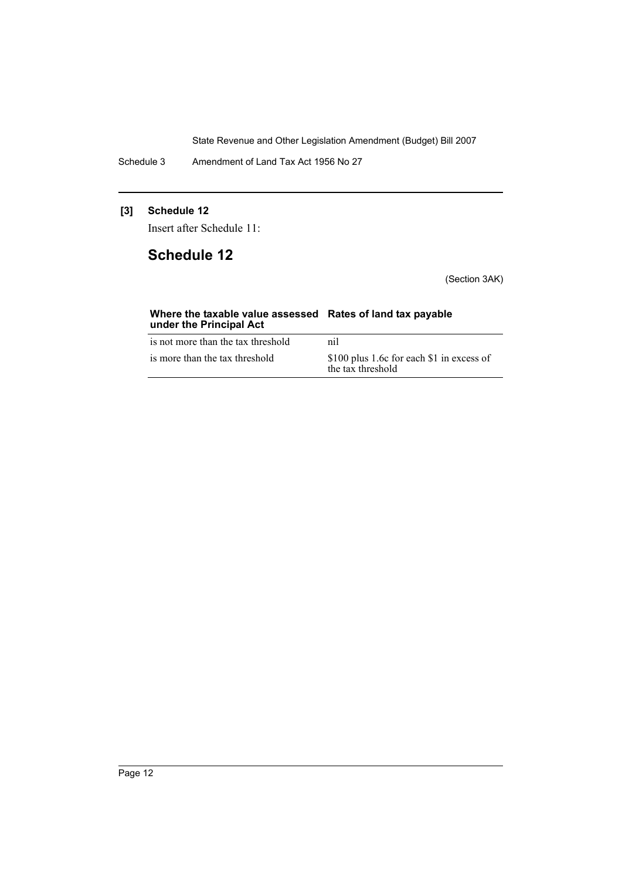**[3] Schedule 12**

Insert after Schedule 11:

# Schedule 12

(Section 3AK)

| Where the taxable value assessed under the Principal Act | Rates of land tax payable |
|---|---|
| is not more than the tax threshold | nil |
| is more than the tax threshold | $100 plus 1.6c for each $1 in excess of the tax threshold |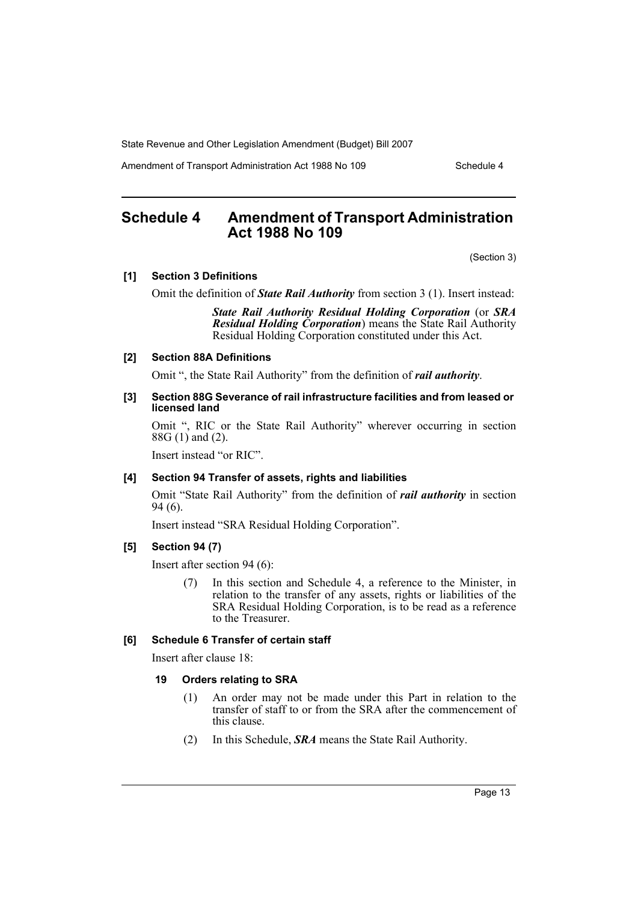# Schedule 4 Amendment of Transport Administration Act 1988 No 109

(Section 3)

**[1] Section 3 Definitions**

Omit the definition of ***State Rail Authority*** from section 3 (1). Insert instead:

> ***State Rail Authority Residual Holding Corporation*** (or ***SRA Residual Holding Corporation***) means the State Rail Authority Residual Holding Corporation constituted under this Act.

**[2] Section 88A Definitions**

Omit ", the State Rail Authority" from the definition of ***rail authority***.

**[3] Section 88G Severance of rail infrastructure facilities and from leased or licensed land**

Omit ", RIC or the State Rail Authority" wherever occurring in section 88G (1) and (2).

Insert instead "or RIC".

**[4] Section 94 Transfer of assets, rights and liabilities**

Omit "State Rail Authority" from the definition of ***rail authority*** in section 94 (6).

Insert instead "SRA Residual Holding Corporation".

**[5] Section 94 (7)**

Insert after section 94 (6):

> (7) In this section and Schedule 4, a reference to the Minister, in relation to the transfer of any assets, rights or liabilities of the SRA Residual Holding Corporation, is to be read as a reference to the Treasurer.

**[6] Schedule 6 Transfer of certain staff**

Insert after clause 18:

> **19 Orders relating to SRA**
>
> (1) An order may not be made under this Part in relation to the transfer of staff to or from the SRA after the commencement of this clause.
>
> (2) In this Schedule, ***SRA*** means the State Rail Authority.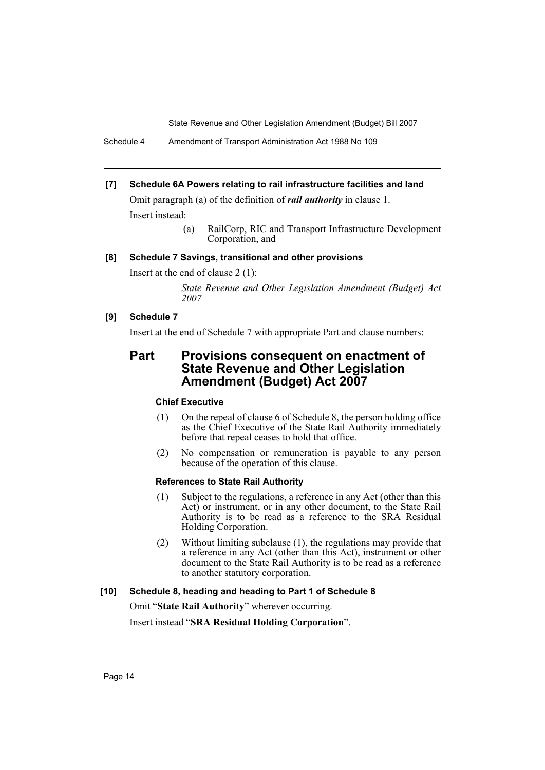**[7] Schedule 6A Powers relating to rail infrastructure facilities and land**

Omit paragraph (a) of the definition of ***rail authority*** in clause 1.

Insert instead:

> (a) RailCorp, RIC and Transport Infrastructure Development Corporation, and

**[8] Schedule 7 Savings, transitional and other provisions**

Insert at the end of clause 2 (1):

> *State Revenue and Other Legislation Amendment (Budget) Act 2007*

**[9] Schedule 7**

Insert at the end of Schedule 7 with appropriate Part and clause numbers:

## Part Provisions consequent on enactment of State Revenue and Other Legislation Amendment (Budget) Act 2007

#### Chief Executive

(1) On the repeal of clause 6 of Schedule 8, the person holding office as the Chief Executive of the State Rail Authority immediately before that repeal ceases to hold that office.

(2) No compensation or remuneration is payable to any person because of the operation of this clause.

#### References to State Rail Authority

(1) Subject to the regulations, a reference in any Act (other than this Act) or instrument, or in any other document, to the State Rail Authority is to be read as a reference to the SRA Residual Holding Corporation.

(2) Without limiting subclause (1), the regulations may provide that a reference in any Act (other than this Act), instrument or other document to the State Rail Authority is to be read as a reference to another statutory corporation.

**[10] Schedule 8, heading and heading to Part 1 of Schedule 8**

Omit "**State Rail Authority**" wherever occurring.

Insert instead "**SRA Residual Holding Corporation**".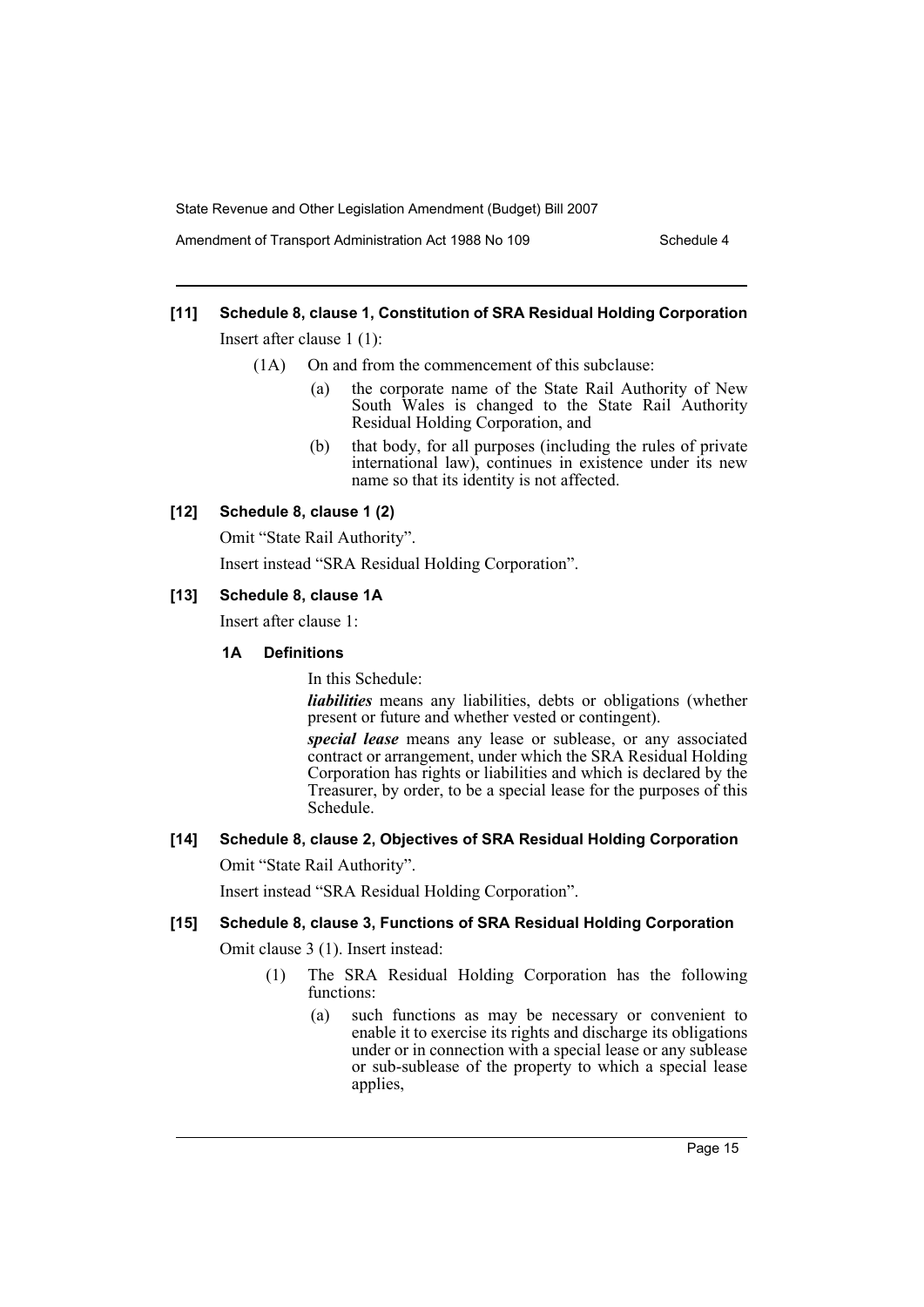### [11] Schedule 8, clause 1, Constitution of SRA Residual Holding Corporation

Insert after clause 1 (1):

(1A) On and from the commencement of this subclause:

(a) the corporate name of the State Rail Authority of New South Wales is changed to the State Rail Authority Residual Holding Corporation, and

(b) that body, for all purposes (including the rules of private international law), continues in existence under its new name so that its identity is not affected.

### [12] Schedule 8, clause 1 (2)

Omit "State Rail Authority".

Insert instead "SRA Residual Holding Corporation".

### [13] Schedule 8, clause 1A

Insert after clause 1:

#### 1A Definitions

In this Schedule:

***liabilities*** means any liabilities, debts or obligations (whether present or future and whether vested or contingent).

***special lease*** means any lease or sublease, or any associated contract or arrangement, under which the SRA Residual Holding Corporation has rights or liabilities and which is declared by the Treasurer, by order, to be a special lease for the purposes of this Schedule.

### [14] Schedule 8, clause 2, Objectives of SRA Residual Holding Corporation

Omit "State Rail Authority".

Insert instead "SRA Residual Holding Corporation".

### [15] Schedule 8, clause 3, Functions of SRA Residual Holding Corporation

Omit clause 3 (1). Insert instead:

(1) The SRA Residual Holding Corporation has the following functions:

(a) such functions as may be necessary or convenient to enable it to exercise its rights and discharge its obligations under or in connection with a special lease or any sublease or sub-sublease of the property to which a special lease applies,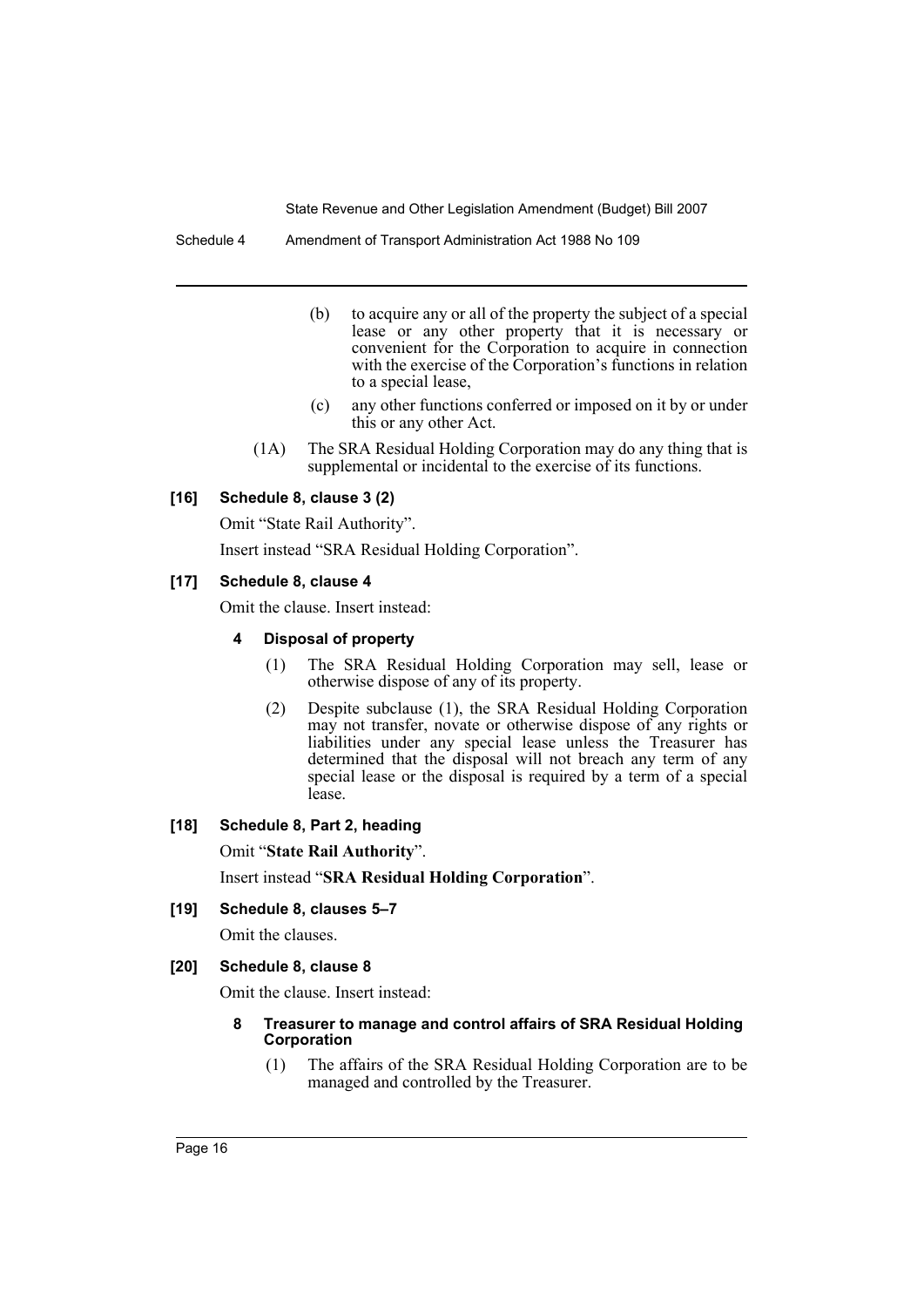(b) to acquire any or all of the property the subject of a special lease or any other property that it is necessary or convenient for the Corporation to acquire in connection with the exercise of the Corporation's functions in relation to a special lease,

(c) any other functions conferred or imposed on it by or under this or any other Act.

(1A) The SRA Residual Holding Corporation may do any thing that is supplemental or incidental to the exercise of its functions.

**[16] Schedule 8, clause 3 (2)**

Omit "State Rail Authority".

Insert instead "SRA Residual Holding Corporation".

**[17] Schedule 8, clause 4**

Omit the clause. Insert instead:

**4 Disposal of property**

(1) The SRA Residual Holding Corporation may sell, lease or otherwise dispose of any of its property.

(2) Despite subclause (1), the SRA Residual Holding Corporation may not transfer, novate or otherwise dispose of any rights or liabilities under any special lease unless the Treasurer has determined that the disposal will not breach any term of any special lease or the disposal is required by a term of a special lease.

**[18] Schedule 8, Part 2, heading**

Omit "**State Rail Authority**".

Insert instead "**SRA Residual Holding Corporation**".

**[19] Schedule 8, clauses 5–7**

Omit the clauses.

**[20] Schedule 8, clause 8**

Omit the clause. Insert instead:

**8 Treasurer to manage and control affairs of SRA Residual Holding Corporation**

(1) The affairs of the SRA Residual Holding Corporation are to be managed and controlled by the Treasurer.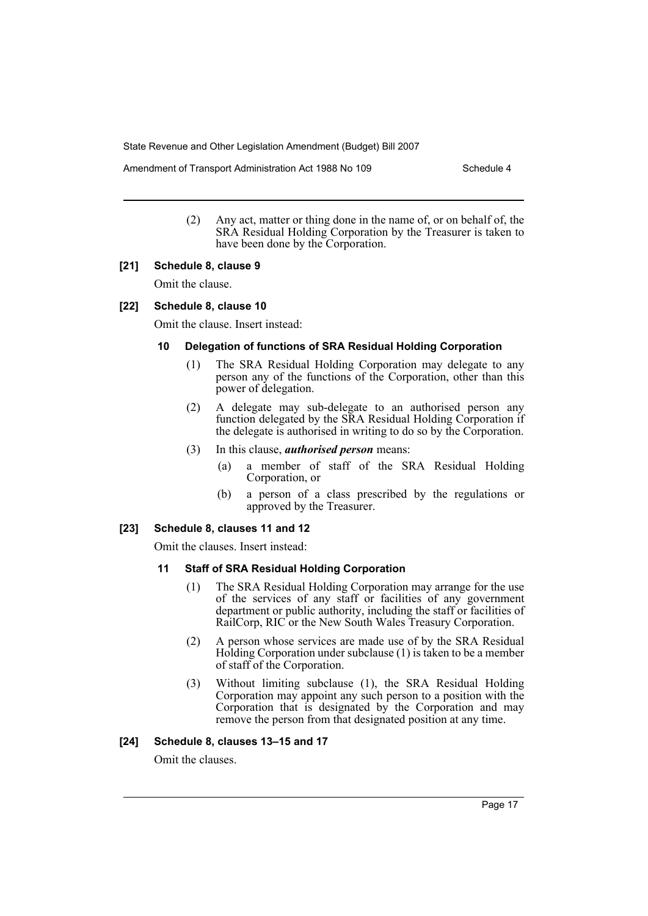(2) Any act, matter or thing done in the name of, or on behalf of, the SRA Residual Holding Corporation by the Treasurer is taken to have been done by the Corporation.

**[21] Schedule 8, clause 9**

Omit the clause.

**[22] Schedule 8, clause 10**

Omit the clause. Insert instead:

**10 Delegation of functions of SRA Residual Holding Corporation**

(1) The SRA Residual Holding Corporation may delegate to any person any of the functions of the Corporation, other than this power of delegation.

(2) A delegate may sub-delegate to an authorised person any function delegated by the SRA Residual Holding Corporation if the delegate is authorised in writing to do so by the Corporation.

(3) In this clause, ***authorised person*** means:

(a) a member of staff of the SRA Residual Holding Corporation, or

(b) a person of a class prescribed by the regulations or approved by the Treasurer.

**[23] Schedule 8, clauses 11 and 12**

Omit the clauses. Insert instead:

**11 Staff of SRA Residual Holding Corporation**

(1) The SRA Residual Holding Corporation may arrange for the use of the services of any staff or facilities of any government department or public authority, including the staff or facilities of RailCorp, RIC or the New South Wales Treasury Corporation.

(2) A person whose services are made use of by the SRA Residual Holding Corporation under subclause (1) is taken to be a member of staff of the Corporation.

(3) Without limiting subclause (1), the SRA Residual Holding Corporation may appoint any such person to a position with the Corporation that is designated by the Corporation and may remove the person from that designated position at any time.

**[24] Schedule 8, clauses 13–15 and 17**

Omit the clauses.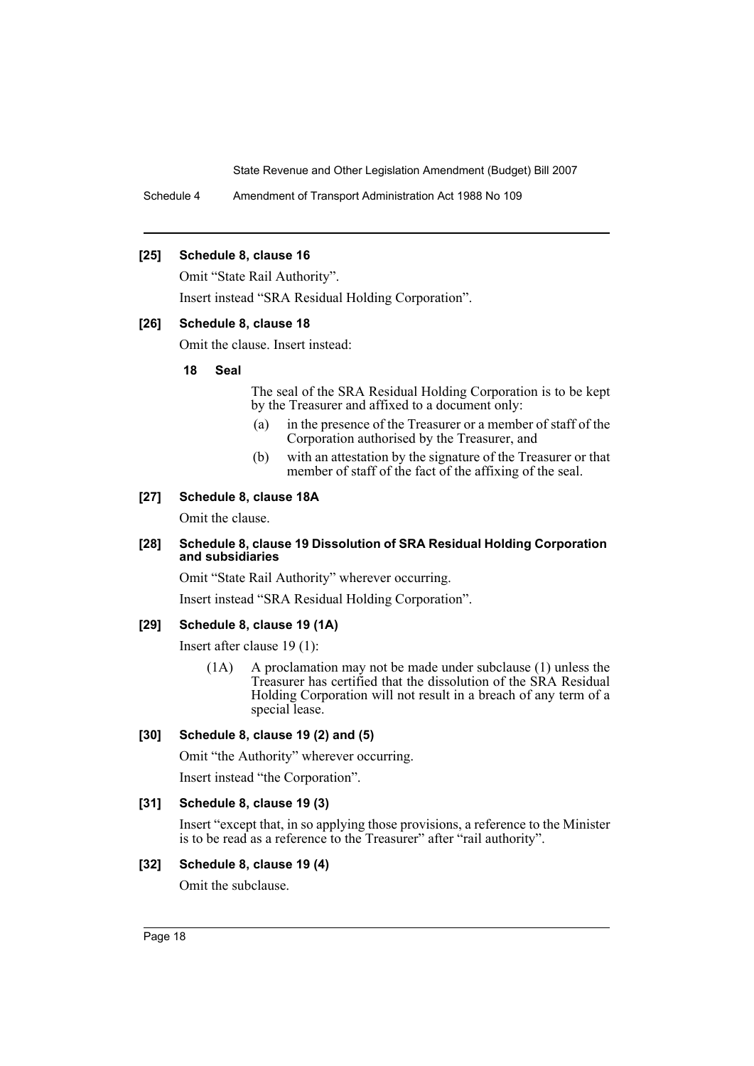#### [25] Schedule 8, clause 16

Omit "State Rail Authority".

Insert instead "SRA Residual Holding Corporation".

#### [26] Schedule 8, clause 18

Omit the clause. Insert instead:

**18 Seal**

The seal of the SRA Residual Holding Corporation is to be kept by the Treasurer and affixed to a document only:

(a) in the presence of the Treasurer or a member of staff of the Corporation authorised by the Treasurer, and

(b) with an attestation by the signature of the Treasurer or that member of staff of the fact of the affixing of the seal.

#### [27] Schedule 8, clause 18A

Omit the clause.

#### [28] Schedule 8, clause 19 Dissolution of SRA Residual Holding Corporation and subsidiaries

Omit "State Rail Authority" wherever occurring.

Insert instead "SRA Residual Holding Corporation".

#### [29] Schedule 8, clause 19 (1A)

Insert after clause 19 (1):

(1A) A proclamation may not be made under subclause (1) unless the Treasurer has certified that the dissolution of the SRA Residual Holding Corporation will not result in a breach of any term of a special lease.

#### [30] Schedule 8, clause 19 (2) and (5)

Omit "the Authority" wherever occurring.

Insert instead "the Corporation".

#### [31] Schedule 8, clause 19 (3)

Insert "except that, in so applying those provisions, a reference to the Minister is to be read as a reference to the Treasurer" after "rail authority".

#### [32] Schedule 8, clause 19 (4)

Omit the subclause.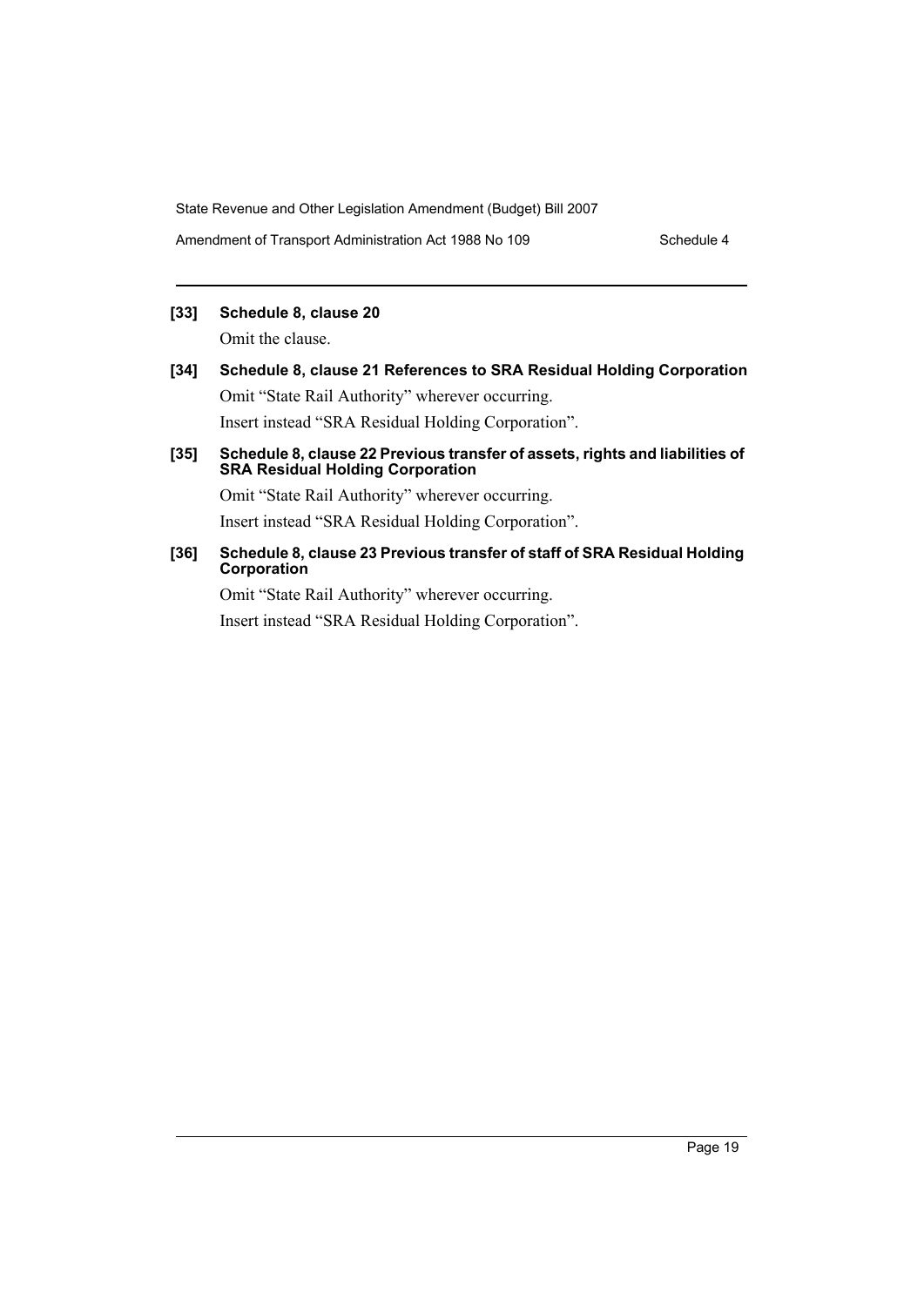**[33] Schedule 8, clause 20**

Omit the clause.

**[34] Schedule 8, clause 21 References to SRA Residual Holding Corporation**

Omit "State Rail Authority" wherever occurring.

Insert instead "SRA Residual Holding Corporation".

**[35] Schedule 8, clause 22 Previous transfer of assets, rights and liabilities of SRA Residual Holding Corporation**

Omit "State Rail Authority" wherever occurring.

Insert instead "SRA Residual Holding Corporation".

**[36] Schedule 8, clause 23 Previous transfer of staff of SRA Residual Holding Corporation**

Omit "State Rail Authority" wherever occurring.

Insert instead "SRA Residual Holding Corporation".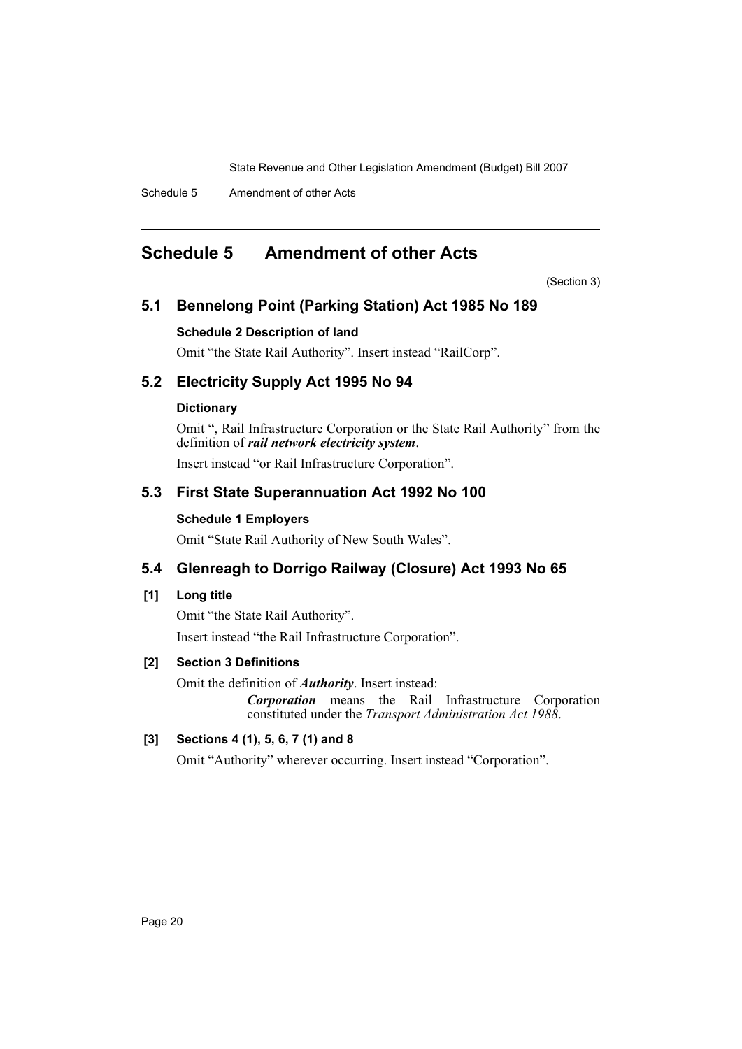# Schedule 5 Amendment of other Acts

(Section 3)

## 5.1 Bennelong Point (Parking Station) Act 1985 No 189

### Schedule 2 Description of land

Omit "the State Rail Authority". Insert instead "RailCorp".

## 5.2 Electricity Supply Act 1995 No 94

### Dictionary

Omit ", Rail Infrastructure Corporation or the State Rail Authority" from the definition of ***rail network electricity system***.

Insert instead "or Rail Infrastructure Corporation".

## 5.3 First State Superannuation Act 1992 No 100

### Schedule 1 Employers

Omit "State Rail Authority of New South Wales".

## 5.4 Glenreagh to Dorrigo Railway (Closure) Act 1993 No 65

### [1] Long title

Omit "the State Rail Authority".

Insert instead "the Rail Infrastructure Corporation".

### [2] Section 3 Definitions

Omit the definition of ***Authority***. Insert instead:

> ***Corporation*** means the Rail Infrastructure Corporation constituted under the *Transport Administration Act 1988*.

### [3] Sections 4 (1), 5, 6, 7 (1) and 8

Omit "Authority" wherever occurring. Insert instead "Corporation".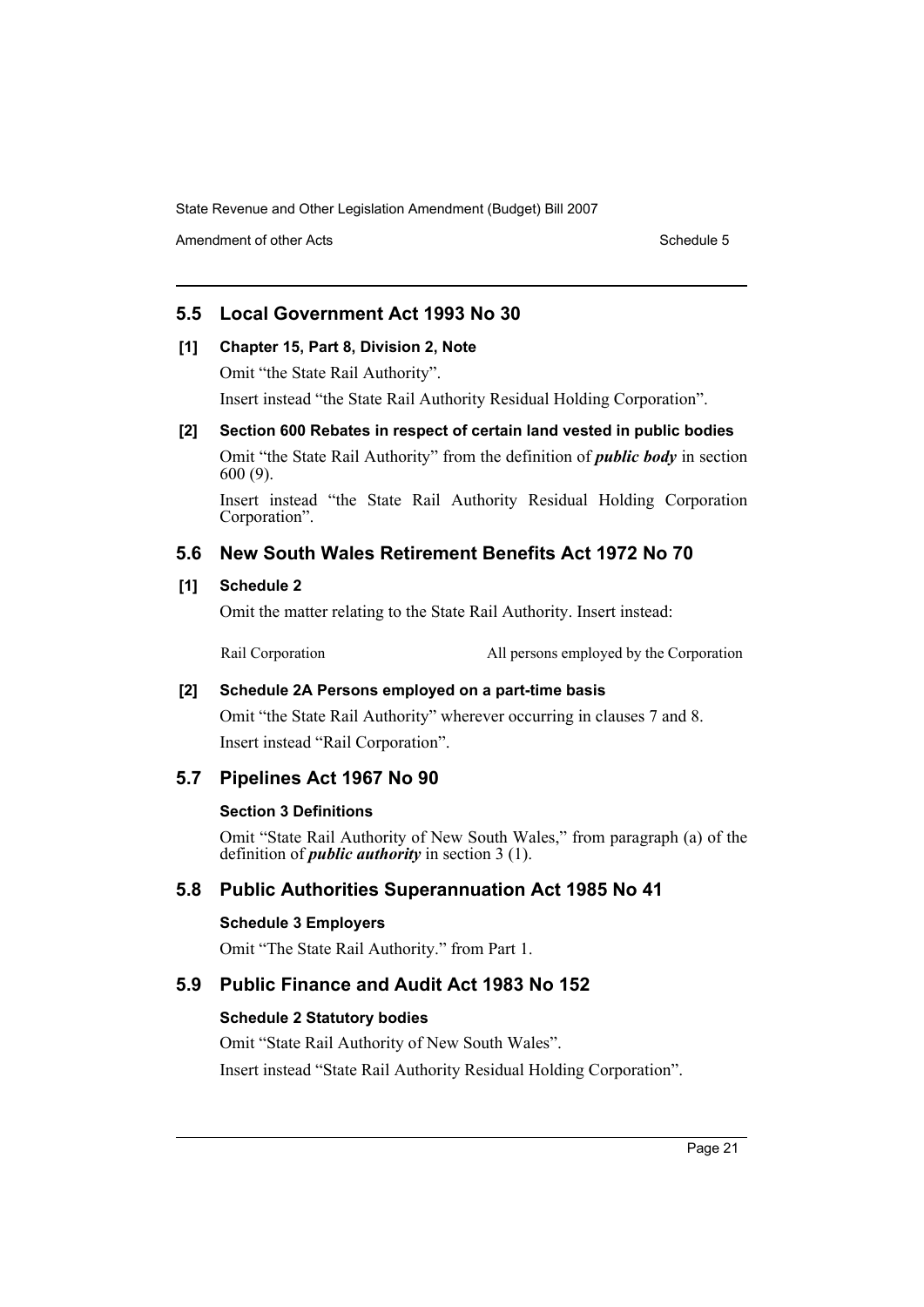## 5.5 Local Government Act 1993 No 30

**[1] Chapter 15, Part 8, Division 2, Note**

Omit "the State Rail Authority".

Insert instead "the State Rail Authority Residual Holding Corporation".

**[2] Section 600 Rebates in respect of certain land vested in public bodies**

Omit "the State Rail Authority" from the definition of ***public body*** in section 600 (9).

Insert instead "the State Rail Authority Residual Holding Corporation Corporation".

## 5.6 New South Wales Retirement Benefits Act 1972 No 70

**[1] Schedule 2**

Omit the matter relating to the State Rail Authority. Insert instead:

| | |
|---|---|
| Rail Corporation | All persons employed by the Corporation |

**[2] Schedule 2A Persons employed on a part-time basis**

Omit "the State Rail Authority" wherever occurring in clauses 7 and 8.

Insert instead "Rail Corporation".

## 5.7 Pipelines Act 1967 No 90

**Section 3 Definitions**

Omit "State Rail Authority of New South Wales," from paragraph (a) of the definition of ***public authority*** in section 3 (1).

## 5.8 Public Authorities Superannuation Act 1985 No 41

**Schedule 3 Employers**

Omit "The State Rail Authority." from Part 1.

## 5.9 Public Finance and Audit Act 1983 No 152

**Schedule 2 Statutory bodies**

Omit "State Rail Authority of New South Wales".

Insert instead "State Rail Authority Residual Holding Corporation".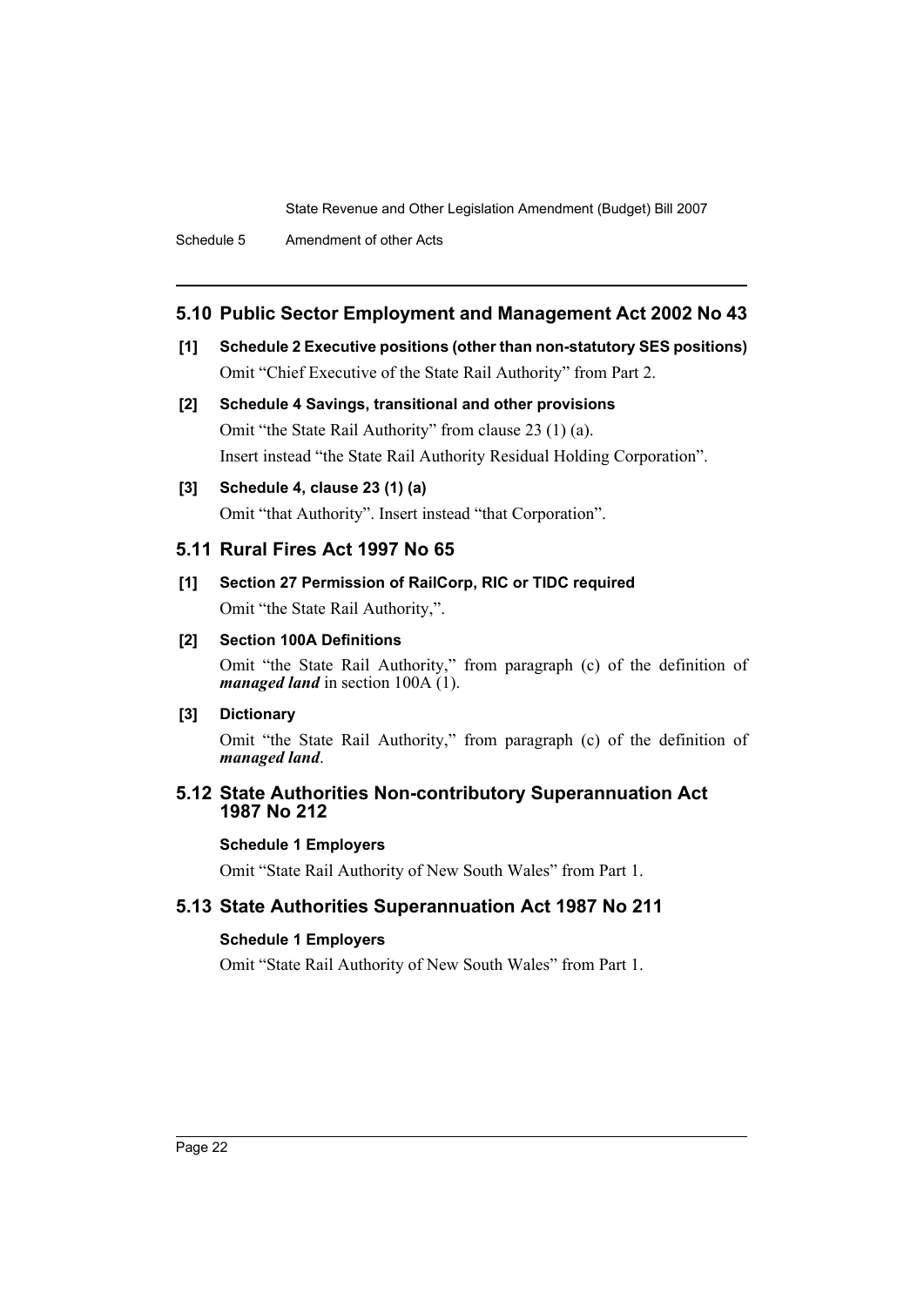## 5.10 Public Sector Employment and Management Act 2002 No 43

**[1] Schedule 2 Executive positions (other than non-statutory SES positions)**

Omit "Chief Executive of the State Rail Authority" from Part 2.

**[2] Schedule 4 Savings, transitional and other provisions**

Omit "the State Rail Authority" from clause 23 (1) (a).

Insert instead "the State Rail Authority Residual Holding Corporation".

**[3] Schedule 4, clause 23 (1) (a)**

Omit "that Authority". Insert instead "that Corporation".

## 5.11 Rural Fires Act 1997 No 65

**[1] Section 27 Permission of RailCorp, RIC or TIDC required**

Omit "the State Rail Authority,".

**[2] Section 100A Definitions**

Omit "the State Rail Authority," from paragraph (c) of the definition of ***managed land*** in section 100A (1).

**[3] Dictionary**

Omit "the State Rail Authority," from paragraph (c) of the definition of ***managed land***.

## 5.12 State Authorities Non-contributory Superannuation Act 1987 No 212

**Schedule 1 Employers**

Omit "State Rail Authority of New South Wales" from Part 1.

## 5.13 State Authorities Superannuation Act 1987 No 211

**Schedule 1 Employers**

Omit "State Rail Authority of New South Wales" from Part 1.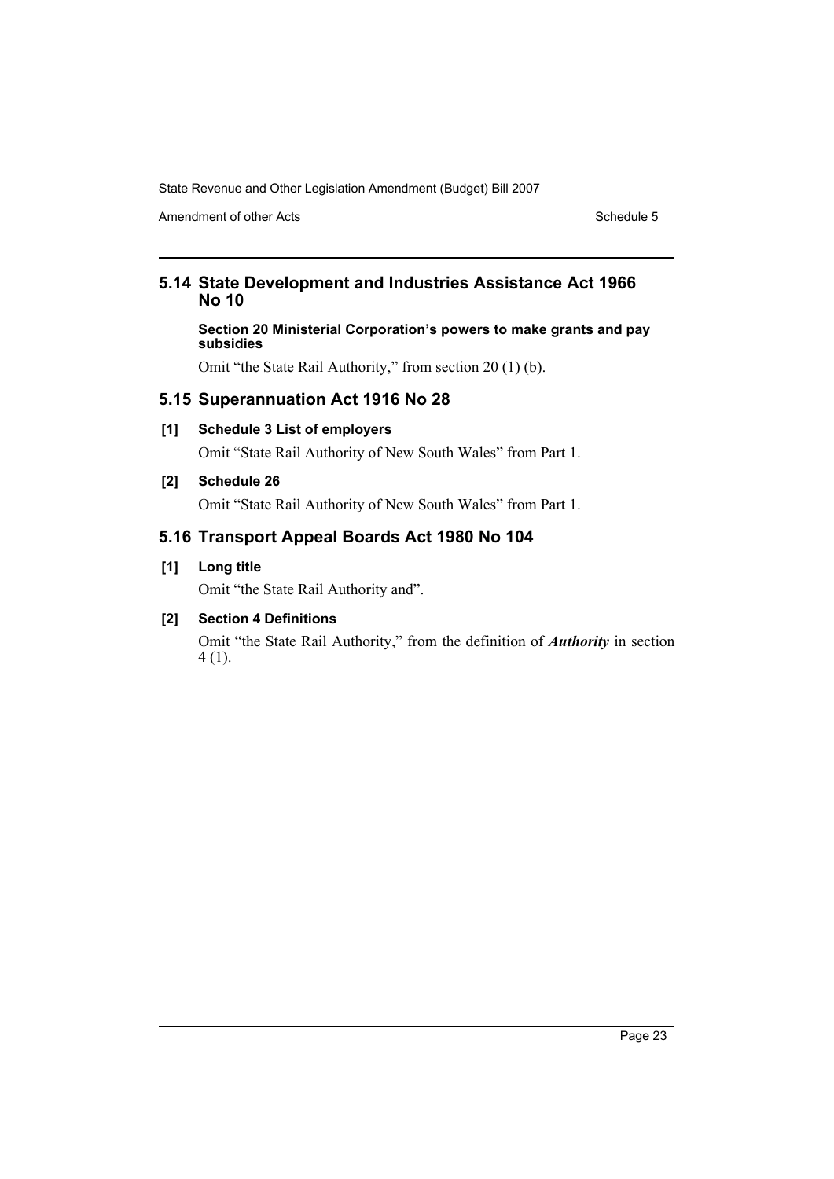## 5.14 State Development and Industries Assistance Act 1966 No 10

#### Section 20 Ministerial Corporation's powers to make grants and pay subsidies

Omit "the State Rail Authority," from section 20 (1) (b).

## 5.15 Superannuation Act 1916 No 28

#### [1] Schedule 3 List of employers

Omit "State Rail Authority of New South Wales" from Part 1.

#### [2] Schedule 26

Omit "State Rail Authority of New South Wales" from Part 1.

## 5.16 Transport Appeal Boards Act 1980 No 104

#### [1] Long title

Omit "the State Rail Authority and".

#### [2] Section 4 Definitions

Omit "the State Rail Authority," from the definition of ***Authority*** in section 4 (1).